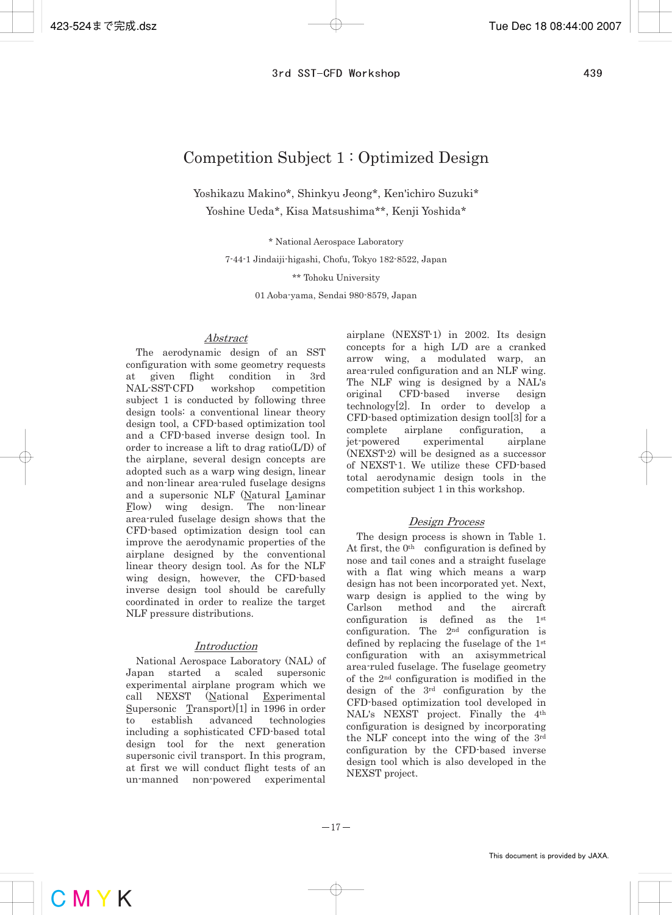# Competition Subject 1 : Optimized Design

Yoshikazu Makino*, Shinkyu Jeong*, Ken'ichiro Suzuki*
Yoshine Ueda*, Kisa Matsushima**, Kenji Yoshida*

\* National Aerospace Laboratory

7-44-1 Jindaiji-higashi, Chofu, Tokyo 182-8522, Japan

\*\* Tohoku University

01 Aoba-yama, Sendai 980-8579, Japan

## *Abstract*

The aerodynamic design of an SST configuration with some geometry requests at given flight condition in 3rd NAL-SST-CFD workshop competition subject 1 is conducted by following three design tools: a conventional linear theory design tool, a CFD-based optimization tool and a CFD-based inverse design tool. In order to increase a lift to drag ratio(L/D) of the airplane, several design concepts are adopted such as a warp wing design, linear and non-linear area-ruled fuselage designs and a supersonic NLF (Natural Laminar Flow) wing design. The non-linear area-ruled fuselage design shows that the CFD-based optimization design tool can improve the aerodynamic properties of the airplane designed by the conventional linear theory design tool. As for the NLF wing design, however, the CFD-based inverse design tool should be carefully coordinated in order to realize the target NLF pressure distributions.

## *Introduction*

National Aerospace Laboratory (NAL) of Japan started a scaled supersonic experimental airplane program which we call NEXST (National Experimental Supersonic Transport)[1] in 1996 in order to establish advanced technologies including a sophisticated CFD-based total design tool for the next generation supersonic civil transport. In this program, at first we will conduct flight tests of an un-manned non-powered experimental airplane (NEXST-1) in 2002. Its design concepts for a high L/D are a cranked arrow wing, a modulated warp, an area-ruled configuration and an NLF wing. The NLF wing is designed by a NAL's original CFD-based inverse design technology[2]. In order to develop a CFD-based optimization design tool[3] for a complete airplane configuration, a jet-powered experimental airplane (NEXST-2) will be designed as a successor of NEXST-1. We utilize these CFD-based total aerodynamic design tools in the competition subject 1 in this workshop.

## *Design Process*

The design process is shown in Table 1. At first, the 0th configuration is defined by nose and tail cones and a straight fuselage with a flat wing which means a warp design has not been incorporated yet. Next, warp design is applied to the wing by Carlson method and the aircraft configuration is defined as the 1st configuration. The 2nd configuration is defined by replacing the fuselage of the 1st configuration with an axisymmetrical area-ruled fuselage. The fuselage geometry of the 2nd configuration is modified in the design of the 3rd configuration by the CFD-based optimization tool developed in NAL's NEXST project. Finally the 4th configuration is designed by incorporating the NLF concept into the wing of the 3rd configuration by the CFD-based inverse design tool which is also developed in the NEXST project.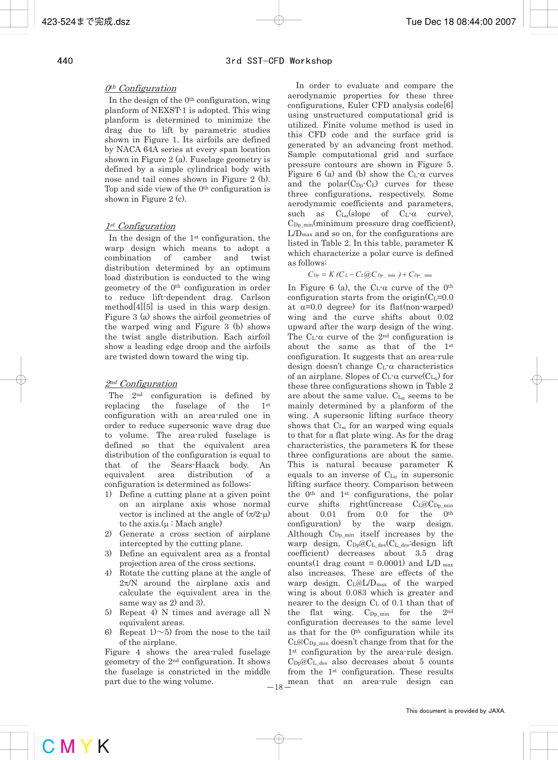*0th Configuration*

In the design of the 0th configuration, wing planform of NEXST-1 is adopted. This wing planform is determined to minimize the drag due to lift by parametric studies shown in Figure 1. Its airfoils are defined by NACA 64A series at every span location shown in Figure 2 (a). Fuselage geometry is defined by a simple cylindrical body with nose and tail cones shown in Figure 2 (b). Top and side view of the 0th configuration is shown in Figure 2 (c).

*1st Configuration*

In the design of the 1st configuration, the warp design which means to adopt a combination of camber and twist distribution determined by an optimum load distribution is conducted to the wing geometry of the 0th configuration in order to reduce lift-dependent drag. Carlson method[4][5] is used in this warp design. Figure 3 (a) shows the airfoil geometries of the warped wing and Figure 3 (b) shows the twist angle distribution. Each airfoil show a leading edge droop and the airfoils are twisted down toward the wing tip.

*2nd Configuration*

The 2nd configuration is defined by replacing the fuselage of the 1st configuration with an area-ruled one in order to reduce supersonic wave drag due to volume. The area-ruled fuselage is defined so that the equivalent area distribution of the configuration is equal to that of the Sears-Haack body. An equivalent area distribution of a configuration is determined as follows:

1) Define a cutting plane at a given point on an airplane axis whose normal vector is inclined at the angle of $(\pi/2-\mu)$ to the axis.($\mu$ : Mach angle)
2) Generate a cross section of airplane intercepted by the cutting plane.
3) Define an equivalent area as a frontal projection area of the cross sections.
4) Rotate the cutting plane at the angle of $2\pi/N$ around the airplane axis and calculate the equivalent area in the same way as 2) and 3).
5) Repeat 4) N times and average all N equivalent areas.
6) Repeat 1)～5) from the nose to the tail of the airplane.

Figure 4 shows the area-ruled fuselage geometry of the 2nd configuration. It shows the fuselage is constricted in the middle part due to the wing volume.

In order to evaluate and compare the aerodynamic properties for these three configurations, Euler CFD analysis code[6] using unstructured computational grid is utilized. Finite volume method is used in this CFD code and the surface grid is generated by an advancing front method. Sample computational grid and surface pressure contours are shown in Figure 5. Figure 6 (a) and (b) show the $C_L$-$\alpha$ curves and the polar($C_{Dp}$-$C_L$) curves for these three configurations, respectively. Some aerodynamic coefficients and parameters, such as $C_{L\alpha}$(slope of $C_L$-$\alpha$ curve), $C_{Dp\_min}$(minimum pressure drag coefficient), $L/D_{max}$ and so on, for the configurations are listed in Table 2. In this table, parameter K which characterize a polar curve is defined as follows:

$$C_{Dp} = K\,(C_L - C_L@C_{Dp\_min}) + C_{Dp\_min}$$

In Figure 6 (a), the $C_L$-$\alpha$ curve of the 0th configuration starts from the origin($C_L$=0.0 at $\alpha$=0.0 degree) for its flat(non-warped) wing and the curve shifts about 0.02 upward after the warp design of the wing. The $C_L$-$\alpha$ curve of the 2nd configuration is about the same as that of the 1st configuration. It suggests that an area-rule design doesn't change $C_L$-$\alpha$ characteristics of an airplane. Slopes of $C_L$-$\alpha$ curve($C_{L\alpha}$) for these three configurations shown in Table 2 are about the same value. $C_{L\alpha}$ seems to be mainly determined by a planform of the wing. A supersonic lifting surface theory shows that $C_{L\alpha}$ for an warped wing equals to that for a flat plate wing. As for the drag characteristics, the parameters K for these three configurations are about the same. This is natural because parameter K equals to an inverse of $C_{L\alpha}$ in supersonic lifting surface theory. Comparison between the 0th and 1st configurations, the polar curve shifts right(increase $C_L@C_{Dp\_min}$ about 0.01 from 0.0 for the 0th configuration) by the warp design. Although $C_{Dp\_min}$ itself increases by the warp design, $C_{Dp}@C_{L\_des}$($C_{L\_des}$:design lift coefficient) decreases about 3.5 drag counts(1 drag count = 0.0001) and $L/D_{max}$ also increases by the warp design. These are effects of the warp design. $C_L@L/D_{max}$ of the warped wing is about 0.083 which is greater and nearer to the design $C_L$ of 0.1 than that of the flat wing. $C_{Dp\_min}$ for the 2nd configuration decreases to the same level as that for the 0th configuration while its $C_L@C_{Dp\_min}$ doesn't change from that for the 1st configuration by the area-rule design. $C_{Dp}@C_{L\_des}$ also decreases about 5 counts from the 1st configuration. These results mean that an area-rule design can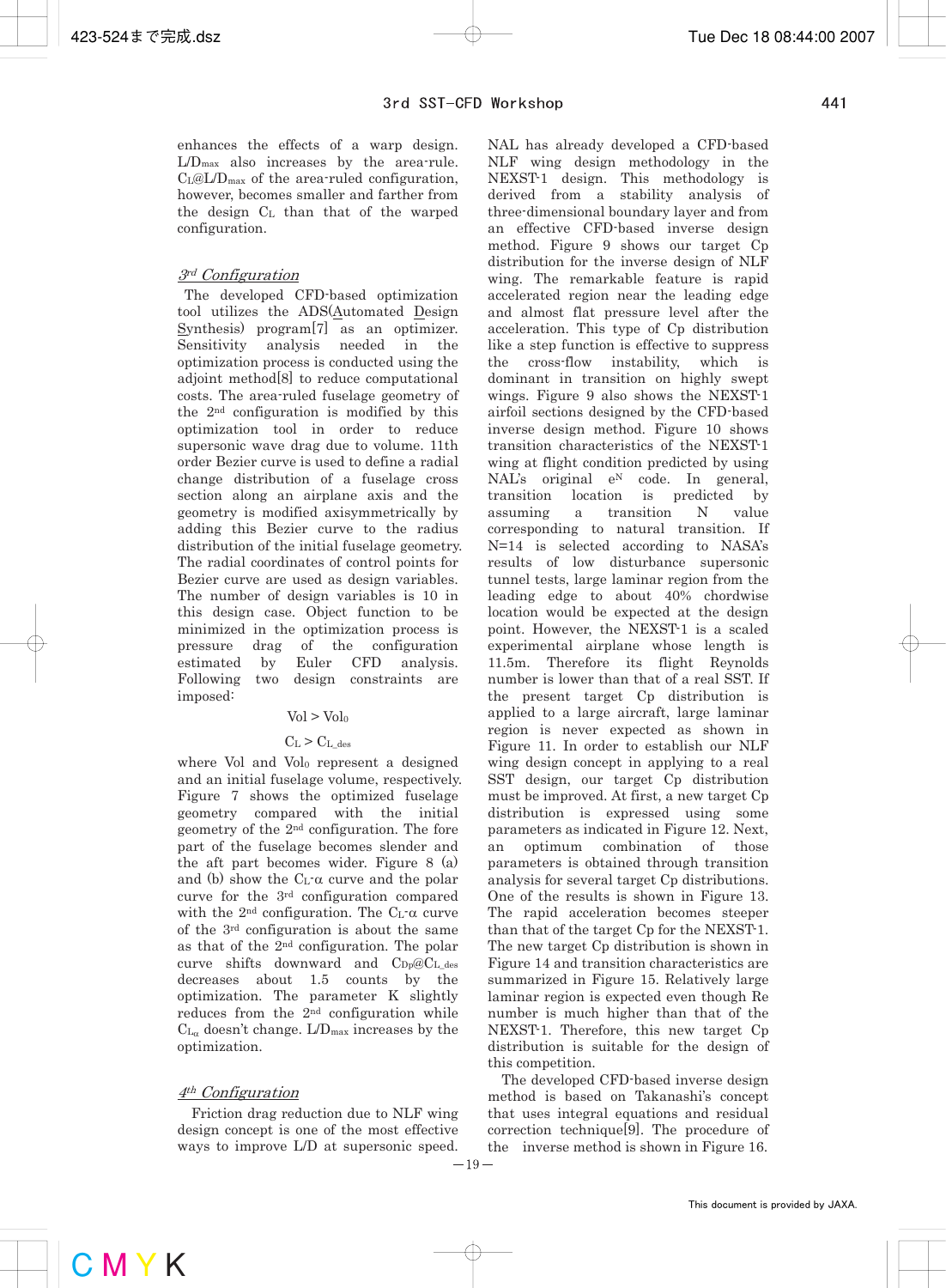enhances the effects of a warp design. $L/D_{max}$ also increases by the area-rule. $C_L@L/D_{max}$ of the area-ruled configuration, however, becomes smaller and farther from the design $C_L$ than that of the warped configuration.

### *3rd Configuration*

The developed CFD-based optimization tool utilizes the ADS(Automated Design Synthesis) program[7] as an optimizer. Sensitivity analysis needed in the optimization process is conducted using the adjoint method[8] to reduce computational costs. The area-ruled fuselage geometry of the 2nd configuration is modified by this optimization tool in order to reduce supersonic wave drag due to volume. 11th order Bezier curve is used to define a radial change distribution of a fuselage cross section along an airplane axis and the geometry is modified axisymmetrically by adding this Bezier curve to the radius distribution of the initial fuselage geometry. The radial coordinates of control points for Bezier curve are used as design variables. The number of design variables is 10 in this design case. Object function to be minimized in the optimization process is pressure drag of the configuration estimated by Euler CFD analysis. Following two design constraints are imposed:

$$Vol > Vol_0$$

$$C_L > C_{L\_des}$$

where Vol and $Vol_0$ represent a designed and an initial fuselage volume, respectively. Figure 7 shows the optimized fuselage geometry compared with the initial geometry of the 2nd configuration. The fore part of the fuselage becomes slender and the aft part becomes wider. Figure 8 (a) and (b) show the $C_L$-$\alpha$ curve and the polar curve for the 3rd configuration compared with the 2nd configuration. The $C_L$-$\alpha$ curve of the 3rd configuration is about the same as that of the 2nd configuration. The polar curve shifts downward and $C_{Dp}@C_{L\_des}$ decreases about 1.5 counts by the optimization. The parameter K slightly reduces from the 2nd configuration while $C_{L\alpha}$ doesn't change. $L/D_{max}$ increases by the optimization.

### *4th Configuration*

Friction drag reduction due to NLF wing design concept is one of the most effective ways to improve L/D at supersonic speed. NAL has already developed a CFD-based NLF wing design methodology in the NEXST-1 design. This methodology is derived from a stability analysis of three-dimensional boundary layer and from an effective CFD-based inverse design method. Figure 9 shows our target Cp distribution for the inverse design of NLF wing. The remarkable feature is rapid accelerated region near the leading edge and almost flat pressure level after the acceleration. This type of Cp distribution like a step function is effective to suppress the cross-flow instability, which is dominant in transition on highly swept wings. Figure 9 also shows the NEXST-1 airfoil sections designed by the CFD-based inverse design method. Figure 10 shows transition characteristics of the NEXST-1 wing at flight condition predicted by using NAL's original $e^N$ code. In general, transition location is predicted by assuming a transition N value corresponding to natural transition. If N=14 is selected according to NASA's results of low disturbance supersonic tunnel tests, large laminar region from the leading edge to about 40% chordwise location would be expected at the design point. However, the NEXST-1 is a scaled experimental airplane whose length is 11.5m. Therefore its flight Reynolds number is lower than that of a real SST. If the present target Cp distribution is applied to a large aircraft, large laminar region is never expected as shown in Figure 11. In order to establish our NLF wing design concept in applying to a real SST design, our target Cp distribution must be improved. At first, a new target Cp distribution is expressed using some parameters as indicated in Figure 12. Next, an optimum combination of those parameters is obtained through transition analysis for several target Cp distributions. One of the results is shown in Figure 13. The rapid acceleration becomes steeper than that of the target Cp for the NEXST-1. The new target Cp distribution is shown in Figure 14 and transition characteristics are summarized in Figure 15. Relatively large laminar region is expected even though Re number is much higher than that of the NEXST-1. Therefore, this new target Cp distribution is suitable for the design of this competition.

The developed CFD-based inverse design method is based on Takanashi's concept that uses integral equations and residual correction technique[9]. The procedure of the inverse method is shown in Figure 16.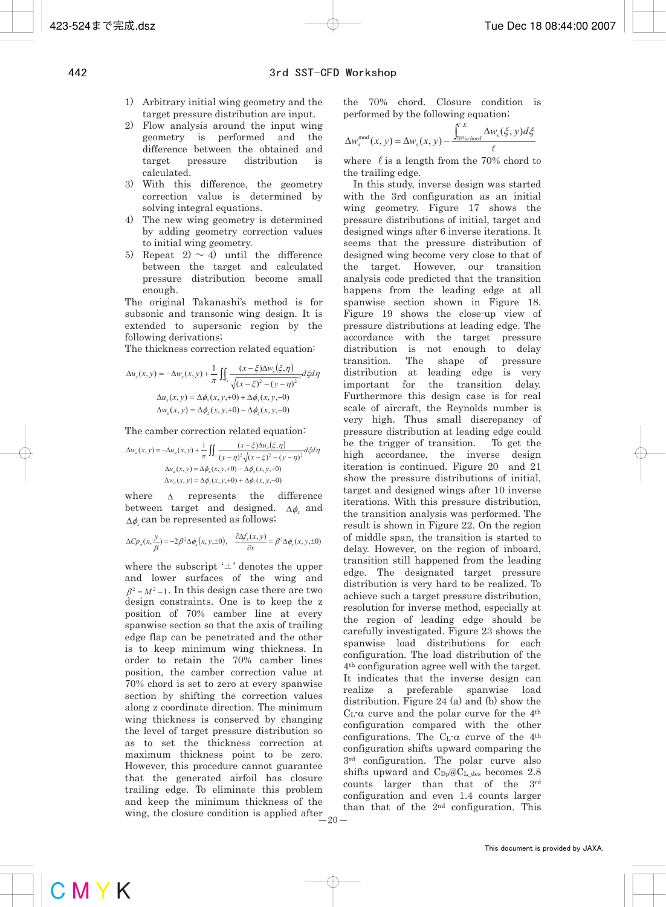1) Arbitrary initial wing geometry and the target pressure distribution are input.
2) Flow analysis around the input wing geometry is performed and the difference between the obtained and target pressure distribution is calculated.
3) With this difference, the geometry correction value is determined by solving integral equations.
4) The new wing geometry is determined by adding geometry correction values to initial wing geometry.
5) Repeat 2) ～ 4) until the difference between the target and calculated pressure distribution become small enough.

The original Takanashi's method is for subsonic and transonic wing design. It is extended to supersonic region by the following derivations;

The thickness correction related equation:

$$\Delta u_s(x,y) = -\Delta w_s(x,y) + \frac{1}{\pi}\iint_{s} \frac{(x-\xi)\Delta w_s(\xi,\eta)}{\sqrt{(x-\xi)^2-(y-\eta)^2}} d\xi d\eta$$

$$\Delta u_s(x,y) = \Delta\phi_x(x,y,+0) + \Delta\phi_x(x,y,-0)$$

$$\Delta w_s(x,y) = \Delta\phi_z(x,y,+0) - \Delta\phi_z(x,y,-0)$$

The camber correction related equation:

$$\Delta w_a(x,y) = -\Delta u_a(x,y) + \frac{1}{\pi}\iint_{s} \frac{(x-\xi)\Delta u_a(\xi,\eta)}{(y-\eta)^2\sqrt{(x-\xi)^2-(y-\eta)^2}} d\xi d\eta$$

$$\Delta u_a(x,y) = \Delta\phi_x(x,y,+0) - \Delta\phi_x(x,y,-0)$$

$$\Delta w_a(x,y) = \Delta\phi_z(x,y,+0) + \Delta\phi_z(x,y,-0)$$

where $\Delta$ represents the difference between target and designed. $\Delta\phi_x$ and $\Delta\phi_z$ can be represented as follows;

$$\Delta Cp_\pm(x,\frac{y}{\beta}) = -2\beta^2\Delta\phi_x(x,y,\pm 0), \quad \frac{\partial \Delta f_\pm(x,y)}{\partial x} = \beta^3\Delta\phi_z(x,y,\pm 0)$$

where the subscript '±' denotes the upper and lower surfaces of the wing and $\beta^2 = M^2 - 1$. In this design case there are two design constraints. One is to keep the z position of 70% camber line at every spanwise section so that the axis of trailing edge flap can be penetrated and the other is to keep minimum wing thickness. In order to retain the 70% camber lines position, the camber correction value at 70% chord is set to zero at every spanwise section by shifting the correction values along z coordinate direction. The minimum wing thickness is conserved by changing the level of target pressure distribution so as to set the thickness correction at maximum thickness point to be zero. However, this procedure cannot guarantee that the generated airfoil has closure trailing edge. To eliminate this problem and keep the minimum thickness of the wing, the closure condition is applied after the 70% chord. Closure condition is performed by the following equation;

$$\Delta w_s^{\mathrm{mod}}(x,y) = \Delta w_s(x,y) - \frac{\int_{70\%chord}^{T.E.} \Delta w_s(\xi,y)d\xi}{\ell}$$

where $\ell$ is a length from the 70% chord to the trailing edge.

In this study, inverse design was started with the 3rd configuration as an initial wing geometry. Figure 17 shows the pressure distributions of initial, target and designed wings after 6 inverse iterations. It seems that the pressure distribution of designed wing become very close to that of the target. However, our transition analysis code predicted that the transition happens from the leading edge at all spanwise section shown in Figure 18. Figure 19 shows the close-up view of pressure distributions at leading edge. The accordance with the target pressure distribution is not enough to delay transition. The shape of pressure distribution at leading edge is very important for the transition delay. Furthermore this design case is for real scale of aircraft, the Reynolds number is very high. Thus small discrepancy of pressure distribution at leading edge could be the trigger of transition. To get the high accordance, the inverse design iteration is continued. Figure 20 and 21 show the pressure distributions of initial, target and designed wings after 10 inverse iterations. With this pressure distribution, the transition analysis was performed. The result is shown in Figure 22. On the region of middle span, the transition is started to delay. However, on the region of inboard, transition still happened from the leading edge. The designated target pressure distribution is very hard to be realized. To achieve such a target pressure distribution, resolution for inverse method, especially at the region of leading edge should be carefully investigated. Figure 23 shows the spanwise load distributions for each configuration. The load distribution of the 4th configuration agree well with the target. It indicates that the inverse design can realize a preferable spanwise load distribution. Figure 24 (a) and (b) show the $C_L$-α curve and the polar curve for the 4th configuration compared with the other configurations. The $C_L$-α curve of the 4th configuration shifts upward comparing the 3rd configuration. The polar curve also shifts upward and $C_{Dp}@C_{L\_des}$ becomes 2.8 counts larger than that of the 3rd configuration and even 1.4 counts larger than that of the 2nd configuration. This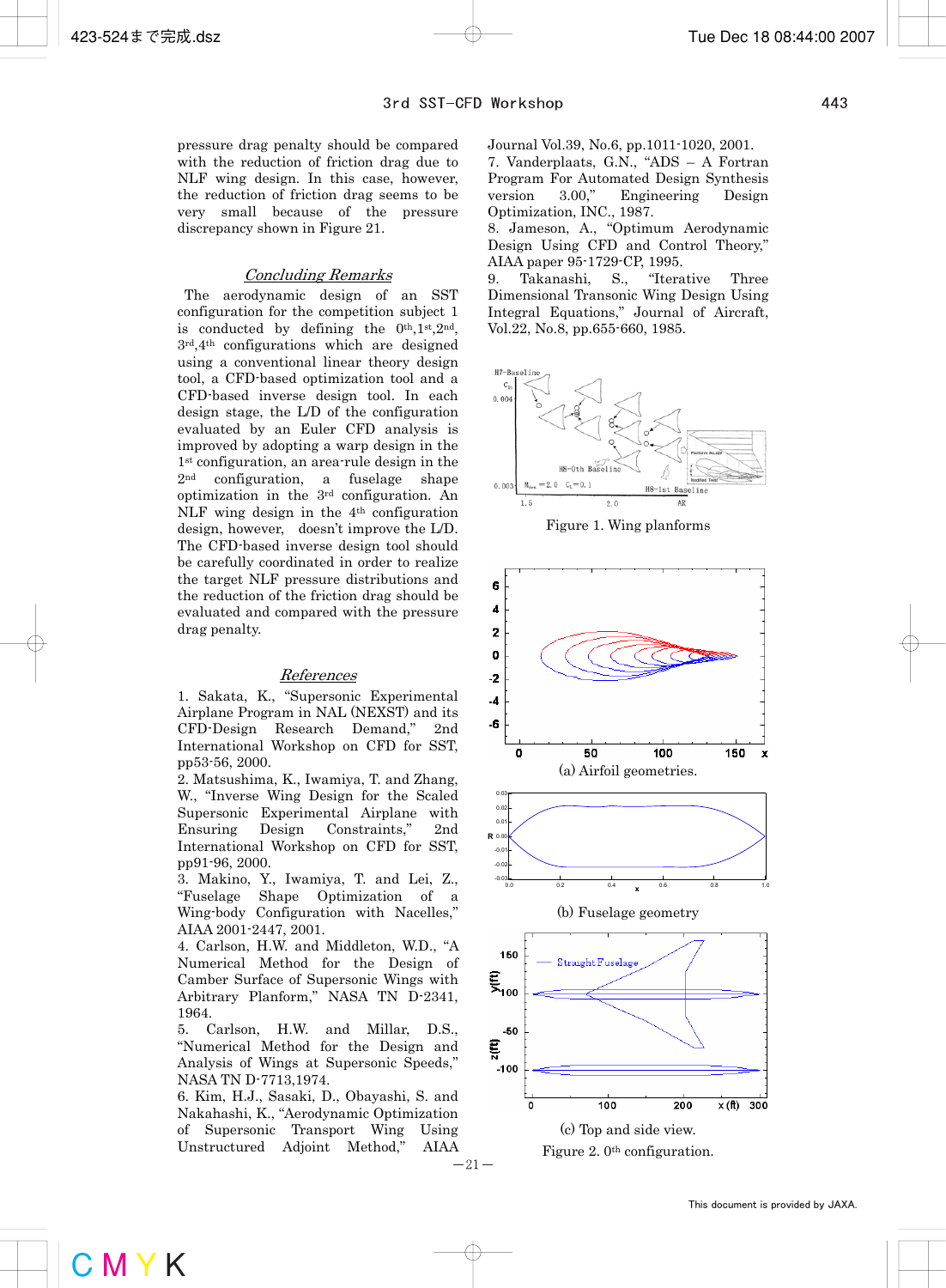pressure drag penalty should be compared with the reduction of friction drag due to NLF wing design. In this case, however, the reduction of friction drag seems to be very small because of the pressure discrepancy shown in Figure 21.

## *Concluding Remarks*

The aerodynamic design of an SST configuration for the competition subject 1 is conducted by defining the 0th,1st,2nd, 3rd,4th configurations which are designed using a conventional linear theory design tool, a CFD-based optimization tool and a CFD-based inverse design tool. In each design stage, the L/D of the configuration evaluated by an Euler CFD analysis is improved by adopting a warp design in the 1st configuration, an area-rule design in the 2nd configuration, a fuselage shape optimization in the 3rd configuration. An NLF wing design in the 4th configuration design, however, doesn't improve the L/D. The CFD-based inverse design tool should be carefully coordinated in order to realize the target NLF pressure distributions and the reduction of the friction drag should be evaluated and compared with the pressure drag penalty.

## *References*

1. Sakata, K., "Supersonic Experimental Airplane Program in NAL (NEXST) and its CFD-Design Research Demand," 2nd International Workshop on CFD for SST, pp53-56, 2000.
2. Matsushima, K., Iwamiya, T. and Zhang, W., "Inverse Wing Design for the Scaled Supersonic Experimental Airplane with Ensuring Design Constraints," 2nd International Workshop on CFD for SST, pp91-96, 2000.
3. Makino, Y., Iwamiya, T. and Lei, Z., "Fuselage Shape Optimization of a Wing-body Configuration with Nacelles," AIAA 2001-2447, 2001.
4. Carlson, H.W. and Middleton, W.D., "A Numerical Method for the Design of Camber Surface of Supersonic Wings with Arbitrary Planform," NASA TN D-2341, 1964.
5. Carlson, H.W. and Millar, D.S., "Numerical Method for the Design and Analysis of Wings at Supersonic Speeds," NASA TN D-7713,1974.
6. Kim, H.J., Sasaki, D., Obayashi, S. and Nakahashi, K., "Aerodynamic Optimization of Supersonic Transport Wing Using Unstructured Adjoint Method," AIAA Journal Vol.39, No.6, pp.1011-1020, 2001.
7. Vanderplaats, G.N., "ADS – A Fortran Program For Automated Design Synthesis version 3.00," Engineering Design Optimization, INC., 1987.
8. Jameson, A., "Optimum Aerodynamic Design Using CFD and Control Theory," AIAA paper 95-1729-CP, 1995.
9. Takanashi, S., "Iterative Three Dimensional Transonic Wing Design Using Integral Equations," Journal of Aircraft, Vol.22, No.8, pp.655-660, 1985.

Figure 1. Wing planforms

(a) Airfoil geometries.

(b) Fuselage geometry

(c) Top and side view.

Figure 2. 0th configuration.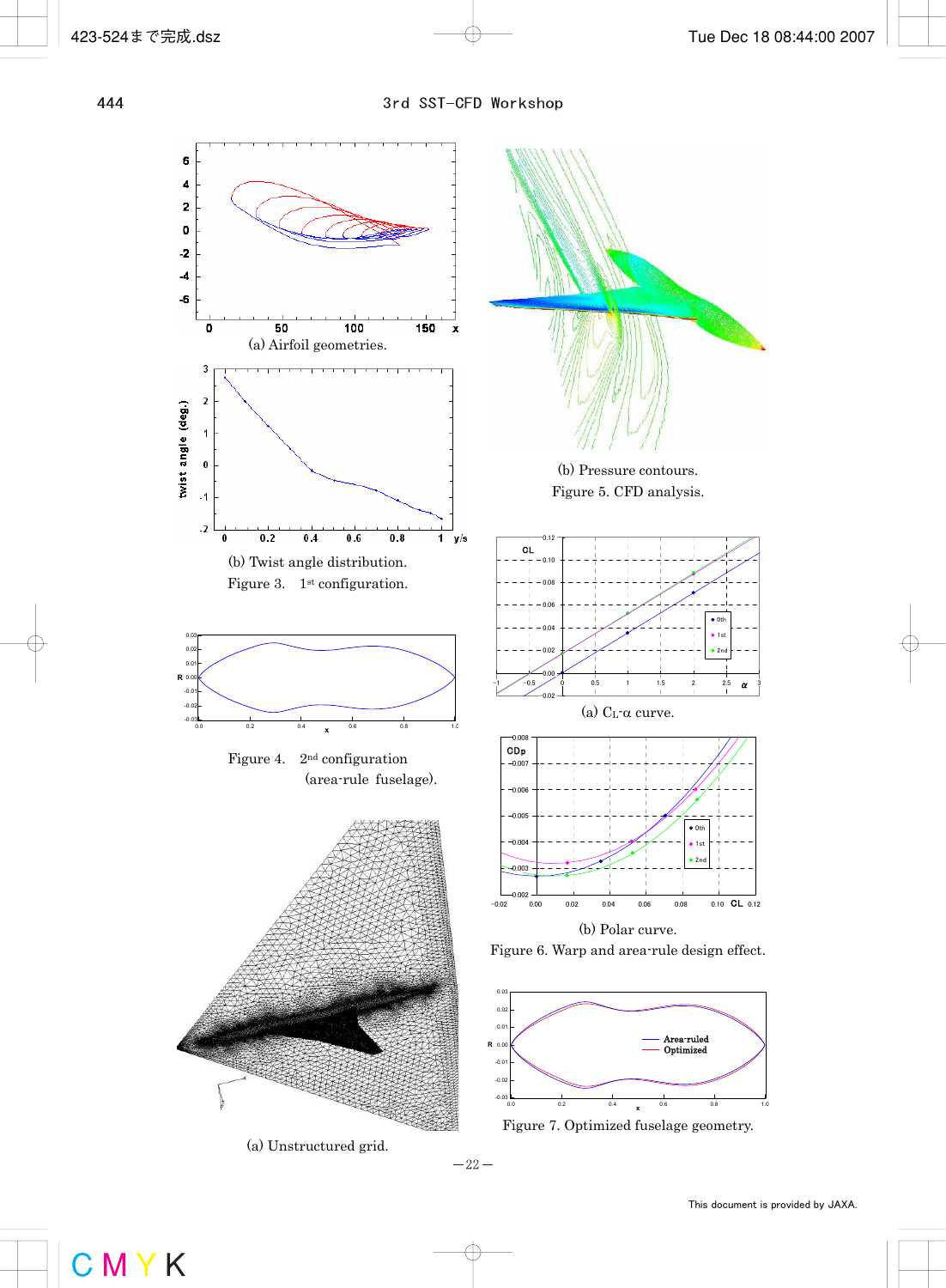(a) Airfoil geometries.

(b) Twist angle distribution.

Figure 3. 1st configuration.

(b) Pressure contours.

Figure 5. CFD analysis.

Figure 4. 2nd configuration (area-rule fuselage).

(a) $C_L$-α curve.

(b) Polar curve.

Figure 6. Warp and area-rule design effect.

(a) Unstructured grid.

Figure 7. Optimized fuselage geometry.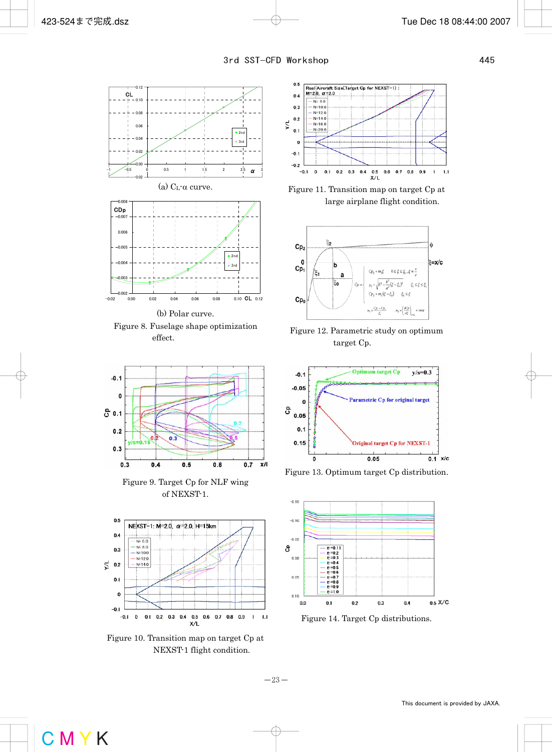(a) $C_L$-α curve.

(b) Polar curve.

Figure 8. Fuselage shape optimization effect.

Figure 9. Target Cp for NLF wing of NEXST-1.

Figure 10. Transition map on target Cp at NEXST-1 flight condition.

Figure 11. Transition map on target Cp at large airplane flight condition.

Figure 12. Parametric study on optimum target Cp.

Figure 13. Optimum target Cp distribution.

Figure 14. Target Cp distributions.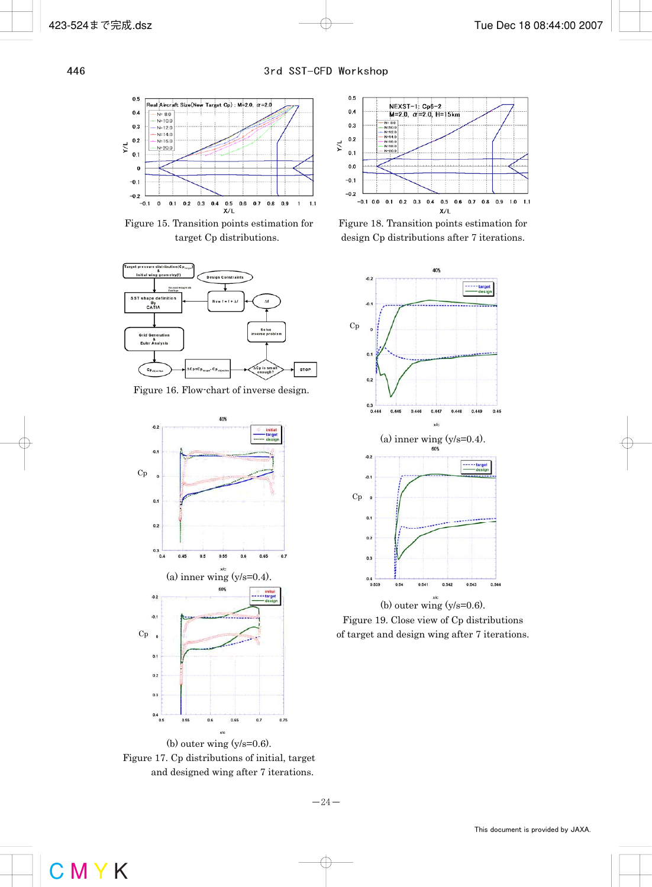Figure 15. Transition points estimation for target Cp distributions.

Figure 18. Transition points estimation for design Cp distributions after 7 iterations.

Figure 16. Flow-chart of inverse design.

(a) inner wing (y/s=0.4).

(b) outer wing (y/s=0.6).

Figure 19. Close view of Cp distributions of target and design wing after 7 iterations.

(a) inner wing (y/s=0.4).

(b) outer wing (y/s=0.6).

Figure 17. Cp distributions of initial, target and designed wing after 7 iterations.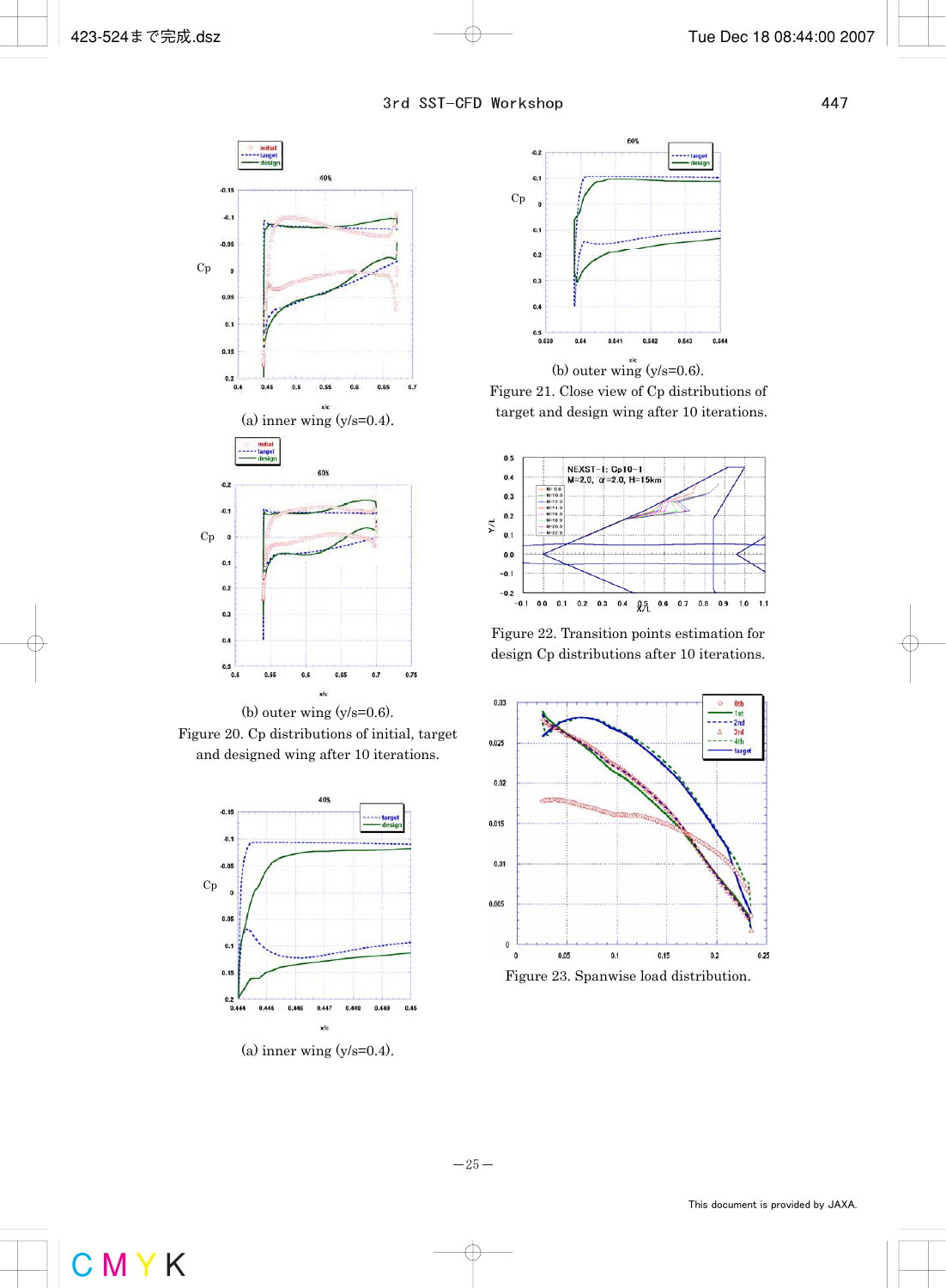(a) inner wing (y/s=0.4).

(b) outer wing (y/s=0.6).

Figure 20. Cp distributions of initial, target and designed wing after 10 iterations.

(a) inner wing (y/s=0.4).

(b) outer wing (y/s=0.6).

Figure 21. Close view of Cp distributions of target and design wing after 10 iterations.

Figure 22. Transition points estimation for design Cp distributions after 10 iterations.

Figure 23. Spanwise load distribution.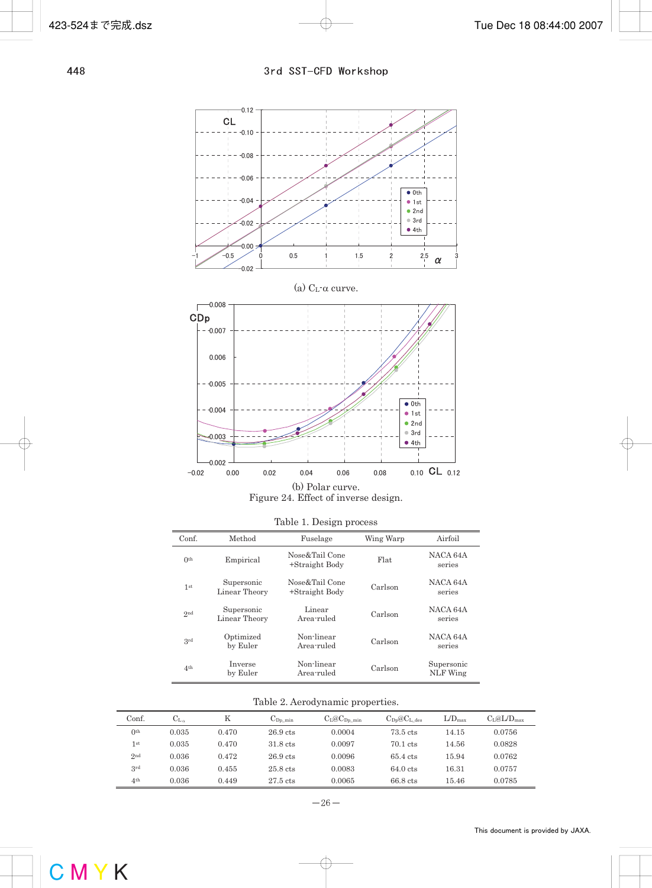CL

0.12
0.10
0.08
0.06
0.04
0.02
0.00
-0.02

-1 -0.5 0 0.5 1 1.5 2 2.5 3 α

● 0th
● 1st
● 2nd
● 3rd
● 4th

(a) $C_L$-α curve.

CDp

0.008
0.007
0.006
0.005
0.004
0.003
0.002

-0.02 0.00 0.02 0.04 0.06 0.08 0.10 CL 0.12

● 0th
● 1st
● 2nd
● 3rd
● 4th

(b) Polar curve.

Figure 24. Effect of inverse design.

Table 1. Design process

| Conf. | Method | Fuselage | Wing Warp | Airfoil |
|---|---|---|---|---|
| $0^{th}$ | Empirical | Nose&Tail Cone +Straight Body | Flat | NACA 64A series |
| $1^{st}$ | Supersonic Linear Theory | Nose&Tail Cone +Straight Body | Carlson | NACA 64A series |
| $2^{nd}$ | Supersonic Linear Theory | Linear Area-ruled | Carlson | NACA 64A series |
| $3^{rd}$ | Optimized by Euler | Non-linear Area-ruled | Carlson | NACA 64A series |
| $4^{th}$ | Inverse by Euler | Non-linear Area-ruled | Carlson | Supersonic NLF Wing |

Table 2. Aerodynamic properties.

| Conf. | $C_{L_\alpha}$ | K | $C_{Dp\_min}$ | $C_L$@$C_{Dp\_min}$ | $C_{Dp}$@$C_{L\_des}$ | $L/D_{max}$ | $C_L$@$L/D_{max}$ |
|---|---|---|---|---|---|---|---|
| $0^{th}$ | 0.035 | 0.470 | 26.9 cts | 0.0004 | 73.5 cts | 14.15 | 0.0756 |
| $1^{st}$ | 0.035 | 0.470 | 31.8 cts | 0.0097 | 70.1 cts | 14.56 | 0.0828 |
| $2^{nd}$ | 0.036 | 0.472 | 26.9 cts | 0.0096 | 65.4 cts | 15.94 | 0.0762 |
| $3^{rd}$ | 0.036 | 0.455 | 25.8 cts | 0.0083 | 64.0 cts | 16.31 | 0.0757 |
| $4^{th}$ | 0.036 | 0.449 | 27.5 cts | 0.0065 | 66.8 cts | 15.46 | 0.0785 |